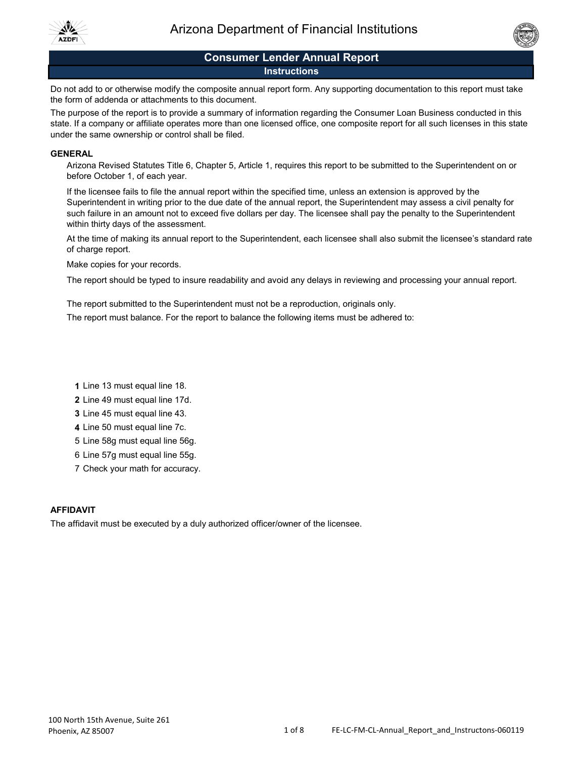# Arizona Department of Financial Institutions

## Consumer Lender Annual Report

### Instructions

Do not add to or otherwise modify the composite annual report form. Any supporting documentation to this report must take the form of addenda or attachments to this document.

The purpose of the report is to provide a summary of information regarding the Consumer Loan Business conducted in this state. If a company or affiliate operates more than one licensed office, one composite report for all such licenses in this state under the same ownership or control shall be filed.

**GENERAL**

Arizona Revised Statutes Title 6, Chapter 5, Article 1, requires this report to be submitted to the Superintendent on or before October 1, of each year.

If the licensee fails to file the annual report within the specified time, unless an extension is approved by the Superintendent in writing prior to the due date of the annual report, the Superintendent may assess a civil penalty for such failure in an amount not to exceed five dollars per day. The licensee shall pay the penalty to the Superintendent within thirty days of the assessment.

At the time of making its annual report to the Superintendent, each licensee shall also submit the licensee's standard rate of charge report.

Make copies for your records.

The report should be typed to insure readability and avoid any delays in reviewing and processing your annual report.

The report submitted to the Superintendent must not be a reproduction, originals only.

The report must balance. For the report to balance the following items must be adhered to:

1. Line 13 must equal line 18.
2. Line 49 must equal line 17d.
3. Line 45 must equal line 43.
4. Line 50 must equal line 7c.
5. Line 58g must equal line 56g.
6. Line 57g must equal line 55g.
7. Check your math for accuracy.

**AFFIDAVIT**

The affidavit must be executed by a duly authorized officer/owner of the licensee.

100 North 15th Avenue, Suite 261
Phoenix, AZ 85007

FE-LC-FM-CL-Annual_Report_and_Instructons-060119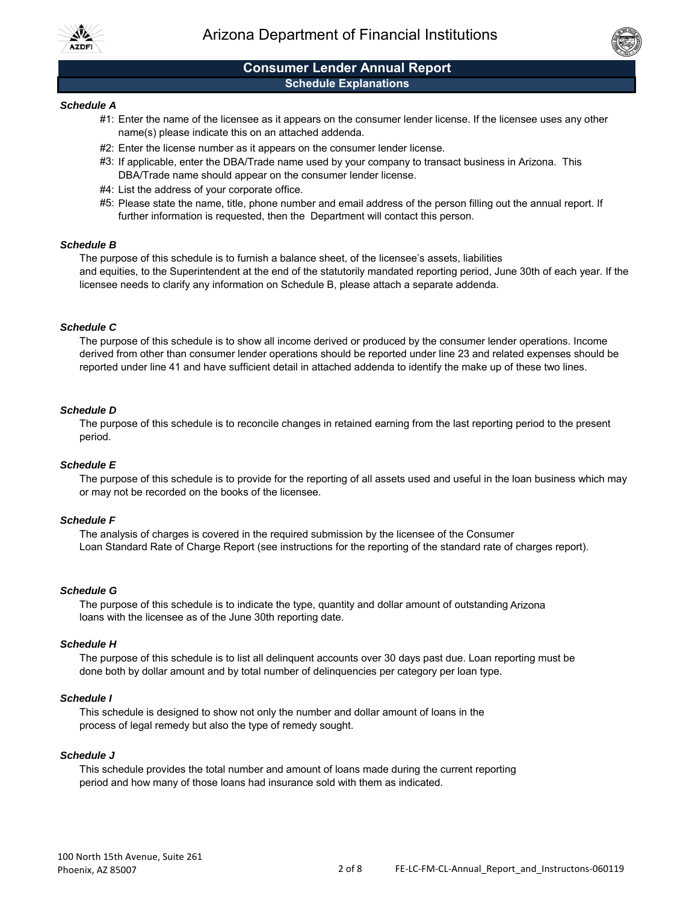# Arizona Department of Financial Institutions

## Consumer Lender Annual Report

### Schedule Explanations

***Schedule A***

- #1: Enter the name of the licensee as it appears on the consumer lender license. If the licensee uses any other name(s) please indicate this on an attached addenda.
- #2: Enter the license number as it appears on the consumer lender license.
- #3: If applicable, enter the DBA/Trade name used by your company to transact business in Arizona. This DBA/Trade name should appear on the consumer lender license.
- #4: List the address of your corporate office.
- #5: Please state the name, title, phone number and email address of the person filling out the annual report. If further information is requested, then the Department will contact this person.

***Schedule B***

The purpose of this schedule is to furnish a balance sheet, of the licensee's assets, liabilities and equities, to the Superintendent at the end of the statutorily mandated reporting period, June 30th of each year. If the licensee needs to clarify any information on Schedule B, please attach a separate addenda.

***Schedule C***

The purpose of this schedule is to show all income derived or produced by the consumer lender operations. Income derived from other than consumer lender operations should be reported under line 23 and related expenses should be reported under line 41 and have sufficient detail in attached addenda to identify the make up of these two lines.

***Schedule D***

The purpose of this schedule is to reconcile changes in retained earning from the last reporting period to the present period.

***Schedule E***

The purpose of this schedule is to provide for the reporting of all assets used and useful in the loan business which may or may not be recorded on the books of the licensee.

***Schedule F***

The analysis of charges is covered in the required submission by the licensee of the Consumer Loan Standard Rate of Charge Report (see instructions for the reporting of the standard rate of charges report).

***Schedule G***

The purpose of this schedule is to indicate the type, quantity and dollar amount of outstanding Arizona loans with the licensee as of the June 30th reporting date.

***Schedule H***

The purpose of this schedule is to list all delinquent accounts over 30 days past due. Loan reporting must be done both by dollar amount and by total number of delinquencies per category per loan type.

***Schedule I***

This schedule is designed to show not only the number and dollar amount of loans in the process of legal remedy but also the type of remedy sought.

***Schedule J***

This schedule provides the total number and amount of loans made during the current reporting period and how many of those loans had insurance sold with them as indicated.

100 North 15th Avenue, Suite 261
Phoenix, AZ 85007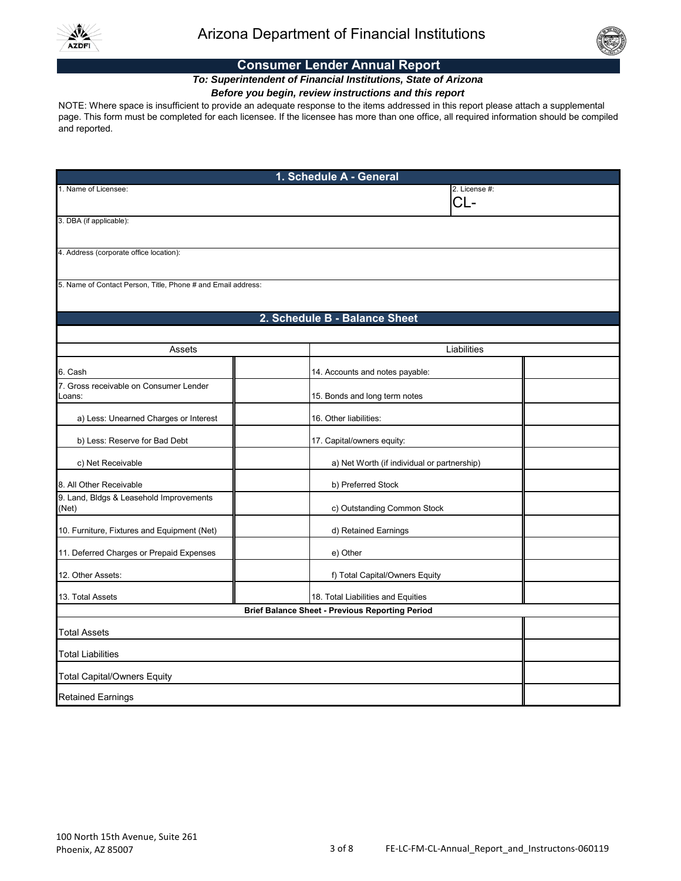Arizona Department of Financial Institutions

## Consumer Lender Annual Report

***To: Superintendent of Financial Institutions, State of Arizona***

***Before you begin, review instructions and this report***

NOTE: Where space is insufficient to provide an adequate response to the items addressed in this report please attach a supplemental page. This form must be completed for each licensee. If the licensee has more than one office, all required information should be compiled and reported.

### 1. Schedule A - General

| 1. Name of Licensee: | 2. License #: CL- |
|---|---|
| 3. DBA (if applicable): | |
| 4. Address (corporate office location): | |
| 5. Name of Contact Person, Title, Phone # and Email address: | |

### 2. Schedule B - Balance Sheet

| Assets | | Liabilities | |
|---|---|---|---|
| 6. Cash | | 14. Accounts and notes payable: | |
| 7. Gross receivable on Consumer Lender Loans: | | 15. Bonds and long term notes | |
| a) Less: Unearned Charges or Interest | | 16. Other liabilities: | |
| b) Less: Reserve for Bad Debt | | 17. Capital/owners equity: | |
| c) Net Receivable | | a) Net Worth (if individual or partnership) | |
| 8. All Other Receivable | | b) Preferred Stock | |
| 9. Land, Bldgs & Leasehold Improvements (Net) | | c) Outstanding Common Stock | |
| 10. Furniture, Fixtures and Equipment (Net) | | d) Retained Earnings | |
| 11. Deferred Charges or Prepaid Expenses | | e) Other | |
| 12. Other Assets: | | f) Total Capital/Owners Equity | |
| 13. Total Assets | | 18. Total Liabilities and Equities | |

**Brief Balance Sheet - Previous Reporting Period**

| Item | Amount |
|---|---|
| Total Assets | |
| Total Liabilities | |
| Total Capital/Owners Equity | |
| Retained Earnings | |

100 North 15th Avenue, Suite 261
Phoenix, AZ 85007

FE-LC-FM-CL-Annual_Report_and_Instructons-060119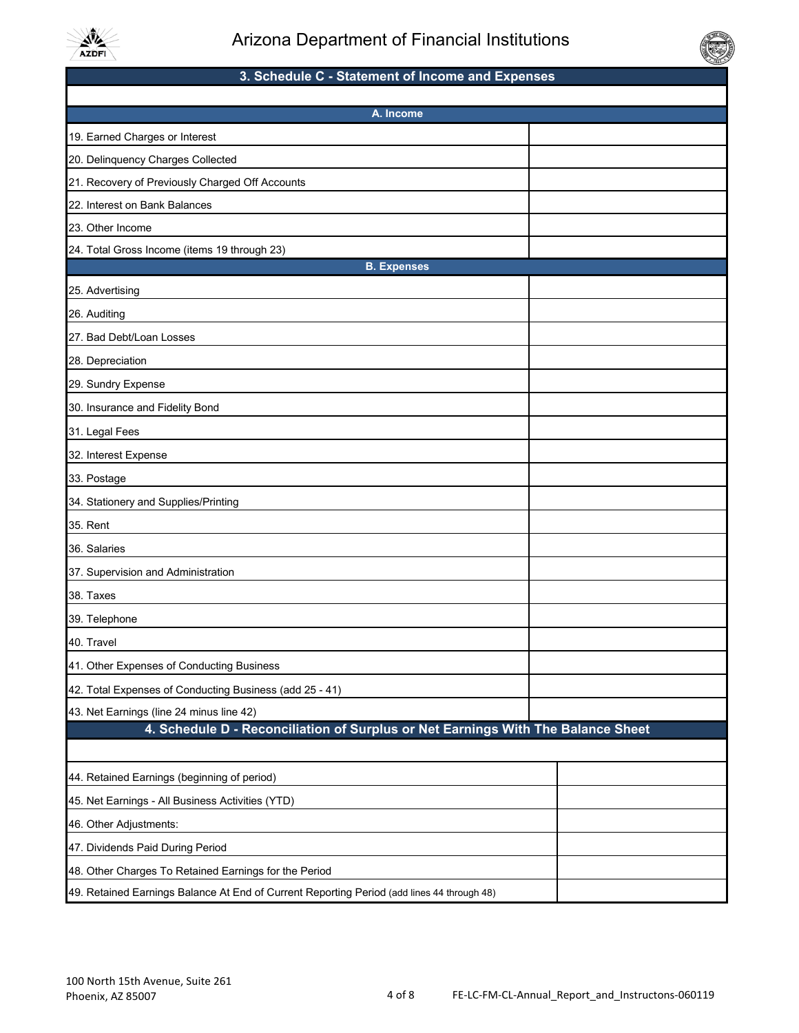Arizona Department of Financial Institutions

## 3. Schedule C - Statement of Income and Expenses

| A. Income | |
|---|---|
| 19. Earned Charges or Interest | |
| 20. Delinquency Charges Collected | |
| 21. Recovery of Previously Charged Off Accounts | |
| 22. Interest on Bank Balances | |
| 23. Other Income | |
| 24. Total Gross Income (items 19 through 23) | |

| B. Expenses | |
|---|---|
| 25. Advertising | |
| 26. Auditing | |
| 27. Bad Debt/Loan Losses | |
| 28. Depreciation | |
| 29. Sundry Expense | |
| 30. Insurance and Fidelity Bond | |
| 31. Legal Fees | |
| 32. Interest Expense | |
| 33. Postage | |
| 34. Stationery and Supplies/Printing | |
| 35. Rent | |
| 36. Salaries | |
| 37. Supervision and Administration | |
| 38. Taxes | |
| 39. Telephone | |
| 40. Travel | |
| 41. Other Expenses of Conducting Business | |
| 42. Total Expenses of Conducting Business (add 25 - 41) | |
| 43. Net Earnings (line 24 minus line 42) | |

## 4. Schedule D - Reconciliation of Surplus or Net Earnings With The Balance Sheet

| Item | Amount |
|---|---|
| 44. Retained Earnings (beginning of period) | |
| 45. Net Earnings - All Business Activities (YTD) | |
| 46. Other Adjustments: | |
| 47. Dividends Paid During Period | |
| 48. Other Charges To Retained Earnings for the Period | |
| 49. Retained Earnings Balance At End of Current Reporting Period (add lines 44 through 48) | |

100 North 15th Avenue, Suite 261
Phoenix, AZ 85007

FE-LC-FM-CL-Annual_Report_and_Instructons-060119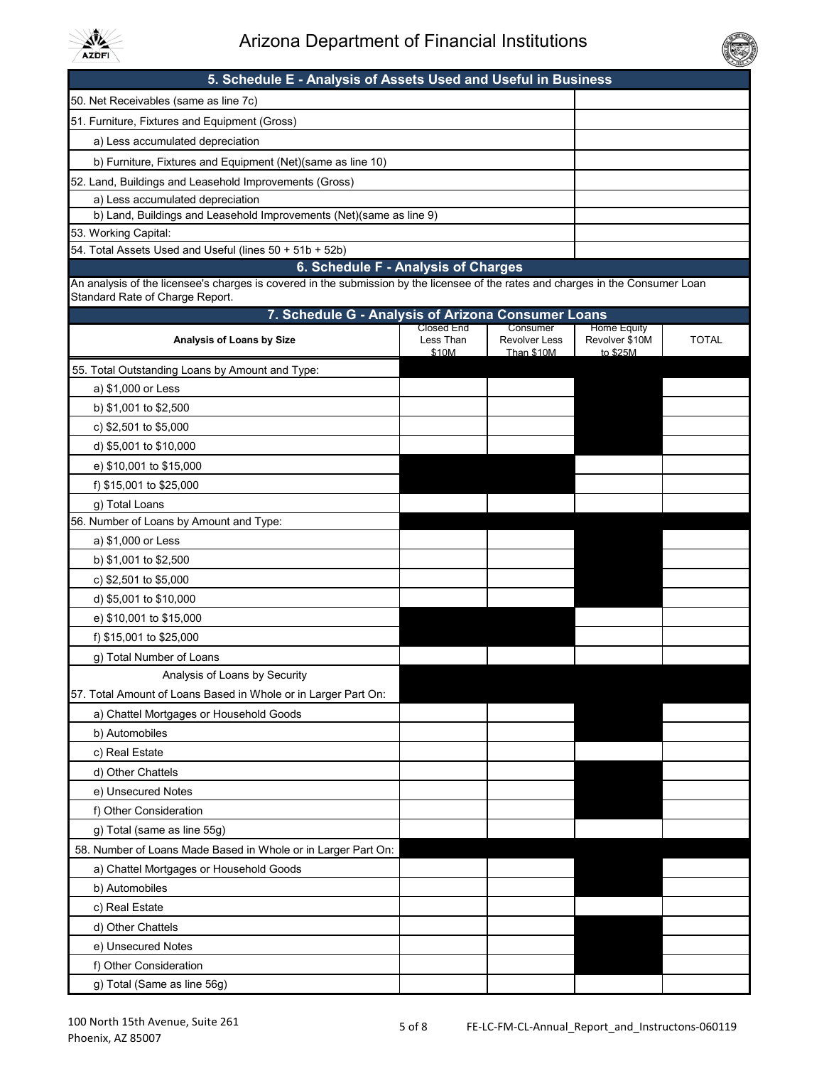## 5. Schedule E - Analysis of Assets Used and Useful in Business

| | |
|---|---|
| 50. Net Receivables (same as line 7c) | |
| 51. Furniture, Fixtures and Equipment (Gross) | |
| a) Less accumulated depreciation | |
| b) Furniture, Fixtures and Equipment (Net)(same as line 10) | |
| 52. Land, Buildings and Leasehold Improvements (Gross) | |
| a) Less accumulated depreciation | |
| b) Land, Buildings and Leasehold Improvements (Net)(same as line 9) | |
| 53. Working Capital: | |
| 54. Total Assets Used and Useful (lines 50 + 51b + 52b) | |

## 6. Schedule F - Analysis of Charges

An analysis of the licensee's charges is covered in the submission by the licensee of the rates and charges in the Consumer Loan Standard Rate of Charge Report.

## 7. Schedule G - Analysis of Arizona Consumer Loans

| Analysis of Loans by Size | Closed End Less Than $10M | Consumer Revolver Less Than $10M | Home Equity Revolver $10M to $25M | TOTAL |
|---|---|---|---|---|
| 55. Total Outstanding Loans by Amount and Type: | | | | |
| a) $1,000 or Less | | | | |
| b) $1,001 to $2,500 | | | | |
| c) $2,501 to $5,000 | | | | |
| d) $5,001 to $10,000 | | | | |
| e) $10,001 to $15,000 | | | | |
| f) $15,001 to $25,000 | | | | |
| g) Total Loans | | | | |
| 56. Number of Loans by Amount and Type: | | | | |
| a) $1,000 or Less | | | | |
| b) $1,001 to $2,500 | | | | |
| c) $2,501 to $5,000 | | | | |
| d) $5,001 to $10,000 | | | | |
| e) $10,001 to $15,000 | | | | |
| f) $15,001 to $25,000 | | | | |
| g) Total Number of Loans | | | | |
| Analysis of Loans by Security | | | | |
| 57. Total Amount of Loans Based in Whole or in Larger Part On: | | | | |
| a) Chattel Mortgages or Household Goods | | | | |
| b) Automobiles | | | | |
| c) Real Estate | | | | |
| d) Other Chattels | | | | |
| e) Unsecured Notes | | | | |
| f) Other Consideration | | | | |
| g) Total (same as line 55g) | | | | |
| 58. Number of Loans Made Based in Whole or in Larger Part On: | | | | |
| a) Chattel Mortgages or Household Goods | | | | |
| b) Automobiles | | | | |
| c) Real Estate | | | | |
| d) Other Chattels | | | | |
| e) Unsecured Notes | | | | |
| f) Other Consideration | | | | |
| g) Total (Same as line 56g) | | | | |

100 North 15th Avenue, Suite 261
Phoenix, AZ 85007

FE-LC-FM-CL-Annual_Report_and_Instructons-060119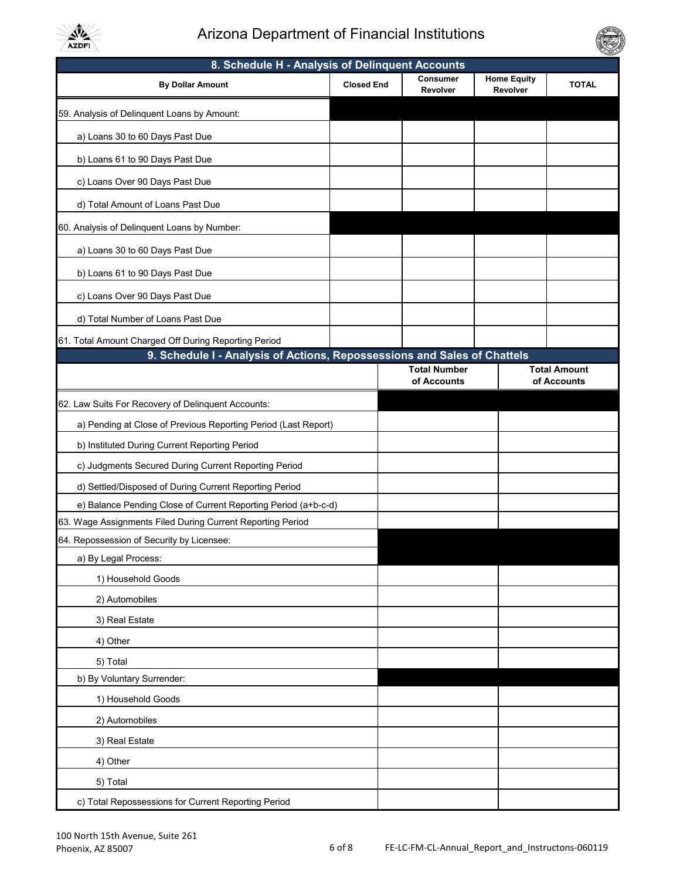## 8. Schedule H - Analysis of Delinquent Accounts

| By Dollar Amount | Closed End | Consumer Revolver | Home Equity Revolver | TOTAL |
|---|---|---|---|---|
| 59. Analysis of Delinquent Loans by Amount: | | | | |
| a) Loans 30 to 60 Days Past Due | | | | |
| b) Loans 61 to 90 Days Past Due | | | | |
| c) Loans Over 90 Days Past Due | | | | |
| d) Total Amount of Loans Past Due | | | | |
| 60. Analysis of Delinquent Loans by Number: | | | | |
| a) Loans 30 to 60 Days Past Due | | | | |
| b) Loans 61 to 90 Days Past Due | | | | |
| c) Loans Over 90 Days Past Due | | | | |
| d) Total Number of Loans Past Due | | | | |
| 61. Total Amount Charged Off During Reporting Period | | | | |

## 9. Schedule I - Analysis of Actions, Repossessions and Sales of Chattels

| | Total Number of Accounts | Total Amount of Accounts |
|---|---|---|
| 62. Law Suits For Recovery of Delinquent Accounts: | | |
| a) Pending at Close of Previous Reporting Period (Last Report) | | |
| b) Instituted During Current Reporting Period | | |
| c) Judgments Secured During Current Reporting Period | | |
| d) Settled/Disposed of During Current Reporting Period | | |
| e) Balance Pending Close of Current Reporting Period (a+b-c-d) | | |
| 63. Wage Assignments Filed During Current Reporting Period | | |
| 64. Repossession of Security by Licensee: | | |
| a) By Legal Process: | | |
| 1) Household Goods | | |
| 2) Automobiles | | |
| 3) Real Estate | | |
| 4) Other | | |
| 5) Total | | |
| b) By Voluntary Surrender: | | |
| 1) Household Goods | | |
| 2) Automobiles | | |
| 3) Real Estate | | |
| 4) Other | | |
| 5) Total | | |
| c) Total Repossessions for Current Reporting Period | | |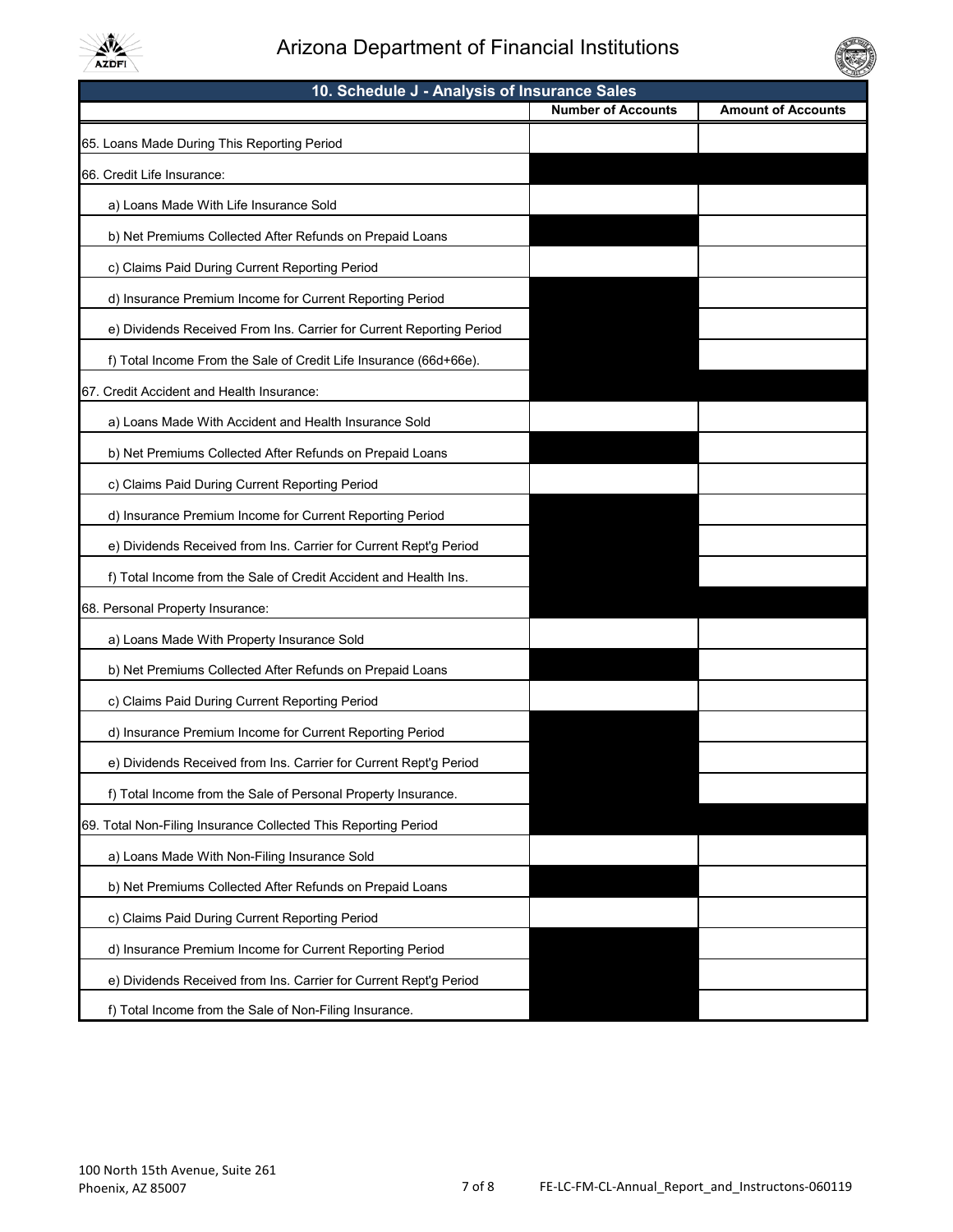# Arizona Department of Financial Institutions

## 10. Schedule J - Analysis of Insurance Sales

| | Number of Accounts | Amount of Accounts |
|---|---|---|
| 65. Loans Made During This Reporting Period | | |
| 66. Credit Life Insurance: | | |
| a) Loans Made With Life Insurance Sold | | |
| b) Net Premiums Collected After Refunds on Prepaid Loans | | |
| c) Claims Paid During Current Reporting Period | | |
| d) Insurance Premium Income for Current Reporting Period | | |
| e) Dividends Received From Ins. Carrier for Current Reporting Period | | |
| f) Total Income From the Sale of Credit Life Insurance (66d+66e). | | |
| 67. Credit Accident and Health Insurance: | | |
| a) Loans Made With Accident and Health Insurance Sold | | |
| b) Net Premiums Collected After Refunds on Prepaid Loans | | |
| c) Claims Paid During Current Reporting Period | | |
| d) Insurance Premium Income for Current Reporting Period | | |
| e) Dividends Received from Ins. Carrier for Current Rept'g Period | | |
| f) Total Income from the Sale of Credit Accident and Health Ins. | | |
| 68. Personal Property Insurance: | | |
| a) Loans Made With Property Insurance Sold | | |
| b) Net Premiums Collected After Refunds on Prepaid Loans | | |
| c) Claims Paid During Current Reporting Period | | |
| d) Insurance Premium Income for Current Reporting Period | | |
| e) Dividends Received from Ins. Carrier for Current Rept'g Period | | |
| f) Total Income from the Sale of Personal Property Insurance. | | |
| 69. Total Non-Filing Insurance Collected This Reporting Period | | |
| a) Loans Made With Non-Filing Insurance Sold | | |
| b) Net Premiums Collected After Refunds on Prepaid Loans | | |
| c) Claims Paid During Current Reporting Period | | |
| d) Insurance Premium Income for Current Reporting Period | | |
| e) Dividends Received from Ins. Carrier for Current Rept'g Period | | |
| f) Total Income from the Sale of Non-Filing Insurance. | | |

100 North 15th Avenue, Suite 261
Phoenix, AZ 85007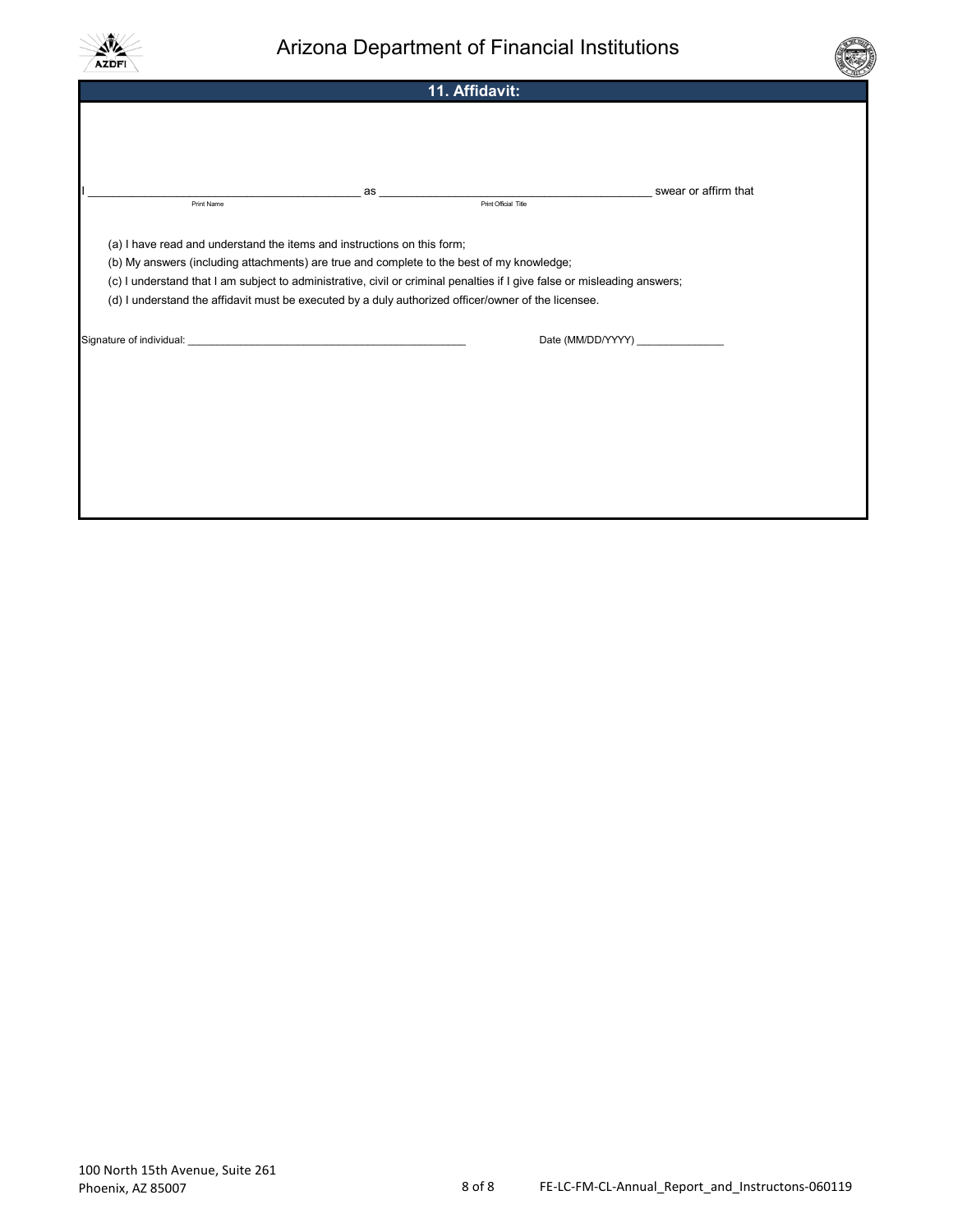Arizona Department of Financial Institutions

## 11. Affidavit:

I ____________________________________________ as ____________________________________________ swear or affirm that

Print Name — Print Official Title

(a) I have read and understand the items and instructions on this form;

(b) My answers (including attachments) are true and complete to the best of my knowledge;

(c) I understand that I am subject to administrative, civil or criminal penalties if I give false or misleading answers;

(d) I understand the affidavit must be executed by a duly authorized officer/owner of the licensee.

Signature of individual: ________________________________________________ Date (MM/DD/YYYY) _______________

100 North 15th Avenue, Suite 261
Phoenix, AZ 85007

FE-LC-FM-CL-Annual_Report_and_Instructons-060119